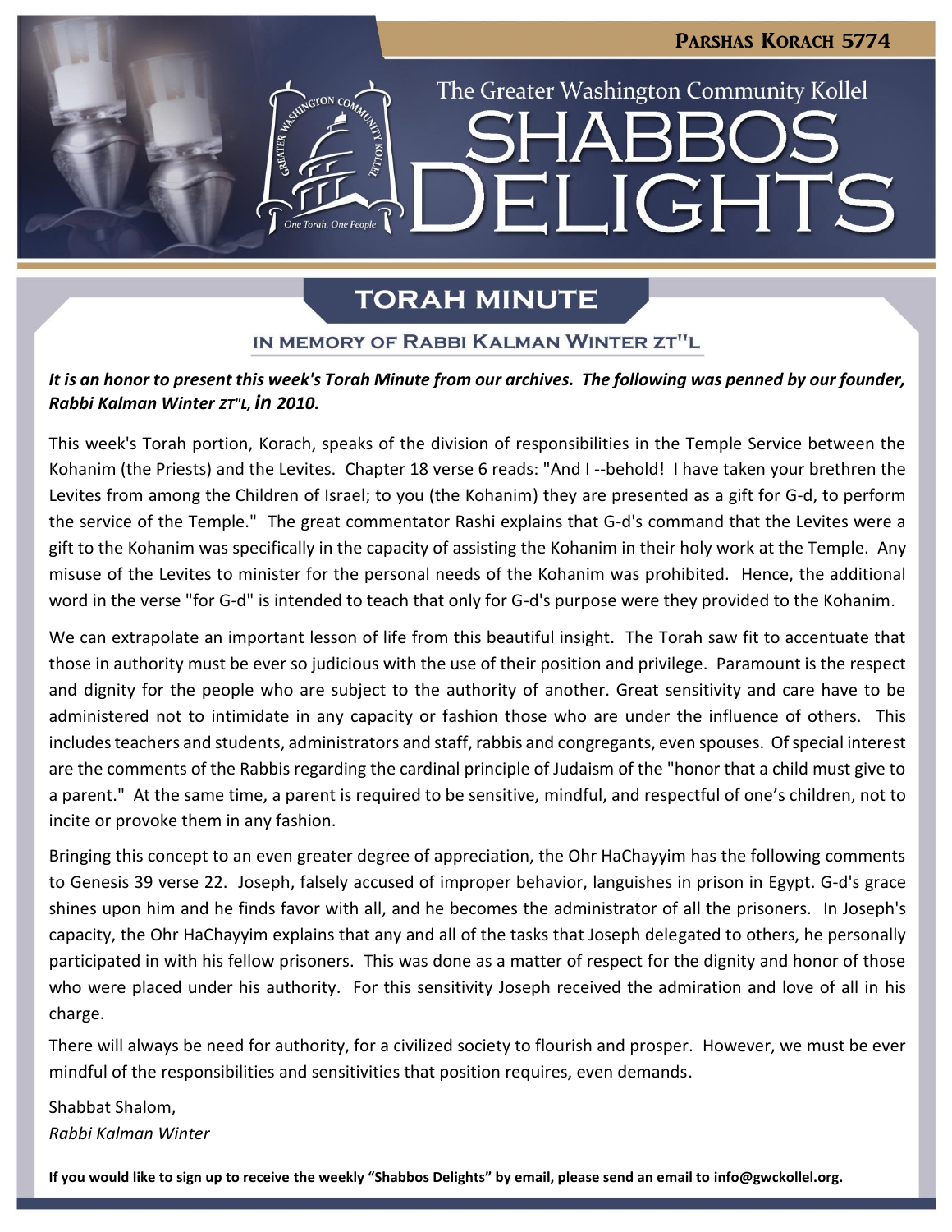Parshas Korach 5774

The Greater Washington Community Kollel

# SHABBOS DELIGHTS

## TORAH MINUTE

### IN MEMORY OF RABBI KALMAN WINTER ZT"L

***It is an honor to present this week's Torah Minute from our archives. The following was penned by our founder, Rabbi Kalman Winter*** ***zt"l, in 2010.***

This week's Torah portion, Korach, speaks of the division of responsibilities in the Temple Service between the Kohanim (the Priests) and the Levites. Chapter 18 verse 6 reads: "And I --behold! I have taken your brethren the Levites from among the Children of Israel; to you (the Kohanim) they are presented as a gift for G-d, to perform the service of the Temple." The great commentator Rashi explains that G-d's command that the Levites were a gift to the Kohanim was specifically in the capacity of assisting the Kohanim in their holy work at the Temple. Any misuse of the Levites to minister for the personal needs of the Kohanim was prohibited. Hence, the additional word in the verse "for G-d" is intended to teach that only for G-d's purpose were they provided to the Kohanim.

We can extrapolate an important lesson of life from this beautiful insight. The Torah saw fit to accentuate that those in authority must be ever so judicious with the use of their position and privilege. Paramount is the respect and dignity for the people who are subject to the authority of another. Great sensitivity and care have to be administered not to intimidate in any capacity or fashion those who are under the influence of others. This includes teachers and students, administrators and staff, rabbis and congregants, even spouses. Of special interest are the comments of the Rabbis regarding the cardinal principle of Judaism of the "honor that a child must give to a parent." At the same time, a parent is required to be sensitive, mindful, and respectful of one's children, not to incite or provoke them in any fashion.

Bringing this concept to an even greater degree of appreciation, the Ohr HaChayyim has the following comments to Genesis 39 verse 22. Joseph, falsely accused of improper behavior, languishes in prison in Egypt. G-d's grace shines upon him and he finds favor with all, and he becomes the administrator of all the prisoners. In Joseph's capacity, the Ohr HaChayyim explains that any and all of the tasks that Joseph delegated to others, he personally participated in with his fellow prisoners. This was done as a matter of respect for the dignity and honor of those who were placed under his authority. For this sensitivity Joseph received the admiration and love of all in his charge.

There will always be need for authority, for a civilized society to flourish and prosper. However, we must be ever mindful of the responsibilities and sensitivities that position requires, even demands.

Shabbat Shalom,
*Rabbi Kalman Winter*

**If you would like to sign up to receive the weekly "Shabbos Delights" by email, please send an email to info@gwckollel.org.**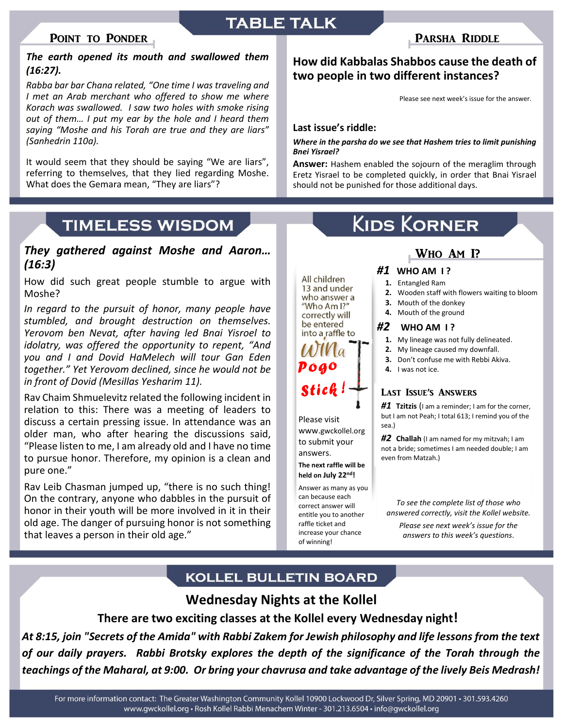# TABLE TALK

## Point to Ponder

***The earth opened its mouth and swallowed them (16:27).***

*Rabba bar bar Chana related, "One time I was traveling and I met an Arab merchant who offered to show me where Korach was swallowed. I saw two holes with smoke rising out of them… I put my ear by the hole and I heard them saying "Moshe and his Torah are true and they are liars" (Sanhedrin 110a).*

It would seem that they should be saying "We are liars", referring to themselves, that they lied regarding Moshe. What does the Gemara mean, "They are liars"?

## Parsha Riddle

**How did Kabbalas Shabbos cause the death of two people in two different instances?**

Please see next week's issue for the answer.

**Last issue's riddle:**

***Where in the parsha do we see that Hashem tries to limit punishing Bnei Yisrael?***

**Answer:** Hashem enabled the sojourn of the meraglim through Eretz Yisrael to be completed quickly, in order that Bnai Yisrael should not be punished for those additional days.

# TIMELESS WISDOM

***They gathered against Moshe and Aaron… (16:3)***

How did such great people stumble to argue with Moshe?

*In regard to the pursuit of honor, many people have stumbled, and brought destruction on themselves. Yerovom ben Nevat, after having led Bnai Yisroel to idolatry, was offered the opportunity to repent, "And you and I and Dovid HaMelech will tour Gan Eden together." Yet Yerovom declined, since he would not be in front of Dovid (Mesillas Yesharim 11).*

Rav Chaim Shmuelevitz related the following incident in relation to this: There was a meeting of leaders to discuss a certain pressing issue. In attendance was an older man, who after hearing the discussions said, "Please listen to me, I am already old and I have no time to pursue honor. Therefore, my opinion is a clean and pure one."

Rav Leib Chasman jumped up, "there is no such thing! On the contrary, anyone who dabbles in the pursuit of honor in their youth will be more involved in it in their old age. The danger of pursuing honor is not something that leaves a person in their old age."

# Kids Korner

All children 13 and under who answer a "Who Am I?" correctly will be entered into a raffle to

**Win a Pogo Stick!**

Please visit www.gwckollel.org to submit your answers.

**The next raffle will be held on July 22nd!**

Answer as many as you can because each correct answer will entitle you to another raffle ticket and increase your chance of winning!

## Who Am I?

### #1 WHO AM I?

1. Entangled Ram
2. Wooden staff with flowers waiting to bloom
3. Mouth of the donkey
4. Mouth of the ground

### #2 WHO AM I?

1. My lineage was not fully delineated.
2. My lineage caused my downfall.
3. Don't confuse me with Rebbi Akiva.
4. I was not ice.

## Last Issue's Answers

**#1 Tzitzis** (I am a reminder; I am for the corner, but I am not Peah; I total 613; I remind you of the sea.)

**#2 Challah** (I am named for my mitzvah; I am not a bride; sometimes I am needed double; I am even from Matzah.)

*To see the complete list of those who answered correctly, visit the Kollel website.*

*Please see next week's issue for the answers to this week's questions.*

# KOLLEL BULLETIN BOARD

## Wednesday Nights at the Kollel

**There are two exciting classes at the Kollel every Wednesday night!**

***At 8:15, join "Secrets of the Amida" with Rabbi Zakem for Jewish philosophy and life lessons from the text of our daily prayers. Rabbi Brotsky explores the depth of the significance of the Torah through the teachings of the Maharal, at 9:00. Or bring your chavrusa and take advantage of the lively Beis Medrash!***

For more information contact: The Greater Washington Community Kollel 10900 Lockwood Dr, Silver Spring, MD 20901 • 301.593.4260
www.gwckollel.org • Rosh Kollel Rabbi Menachem Winter - 301.213.6504 • info@gwckollel.org